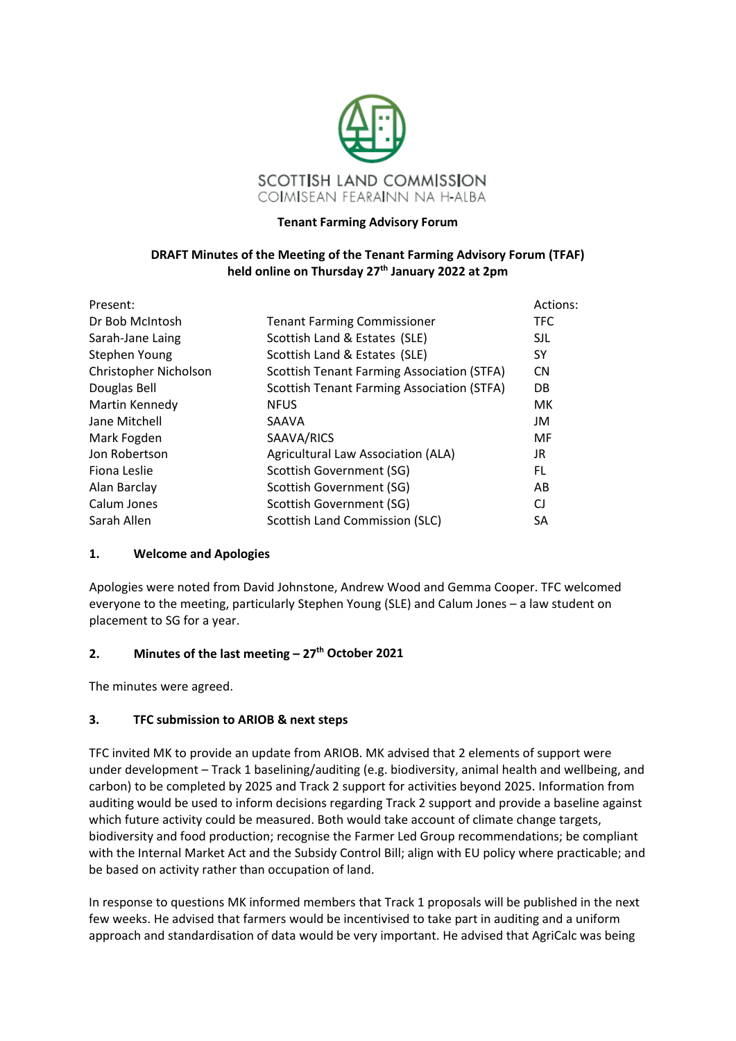SCOTTISH LAND COMMISSION
COIMISEAN FEARAINN NA H-ALBA

**Tenant Farming Advisory Forum**

**DRAFT Minutes of the Meeting of the Tenant Farming Advisory Forum (TFAF) held online on Thursday 27th January 2022 at 2pm**

| Present: | | Actions: |
|---|---|---|
| Dr Bob McIntosh | Tenant Farming Commissioner | TFC |
| Sarah-Jane Laing | Scottish Land & Estates (SLE) | SJL |
| Stephen Young | Scottish Land & Estates (SLE) | SY |
| Christopher Nicholson | Scottish Tenant Farming Association (STFA) | CN |
| Douglas Bell | Scottish Tenant Farming Association (STFA) | DB |
| Martin Kennedy | NFUS | MK |
| Jane Mitchell | SAAVA | JM |
| Mark Fogden | SAAVA/RICS | MF |
| Jon Robertson | Agricultural Law Association (ALA) | JR |
| Fiona Leslie | Scottish Government (SG) | FL |
| Alan Barclay | Scottish Government (SG) | AB |
| Calum Jones | Scottish Government (SG) | CJ |
| Sarah Allen | Scottish Land Commission (SLC) | SA |

## 1. Welcome and Apologies

Apologies were noted from David Johnstone, Andrew Wood and Gemma Cooper. TFC welcomed everyone to the meeting, particularly Stephen Young (SLE) and Calum Jones – a law student on placement to SG for a year.

## 2. Minutes of the last meeting – 27th October 2021

The minutes were agreed.

## 3. TFC submission to ARIOB & next steps

TFC invited MK to provide an update from ARIOB. MK advised that 2 elements of support were under development – Track 1 baselining/auditing (e.g. biodiversity, animal health and wellbeing, and carbon) to be completed by 2025 and Track 2 support for activities beyond 2025. Information from auditing would be used to inform decisions regarding Track 2 support and provide a baseline against which future activity could be measured. Both would take account of climate change targets, biodiversity and food production; recognise the Farmer Led Group recommendations; be compliant with the Internal Market Act and the Subsidy Control Bill; align with EU policy where practicable; and be based on activity rather than occupation of land.

In response to questions MK informed members that Track 1 proposals will be published in the next few weeks. He advised that farmers would be incentivised to take part in auditing and a uniform approach and standardisation of data would be very important. He advised that AgriCalc was being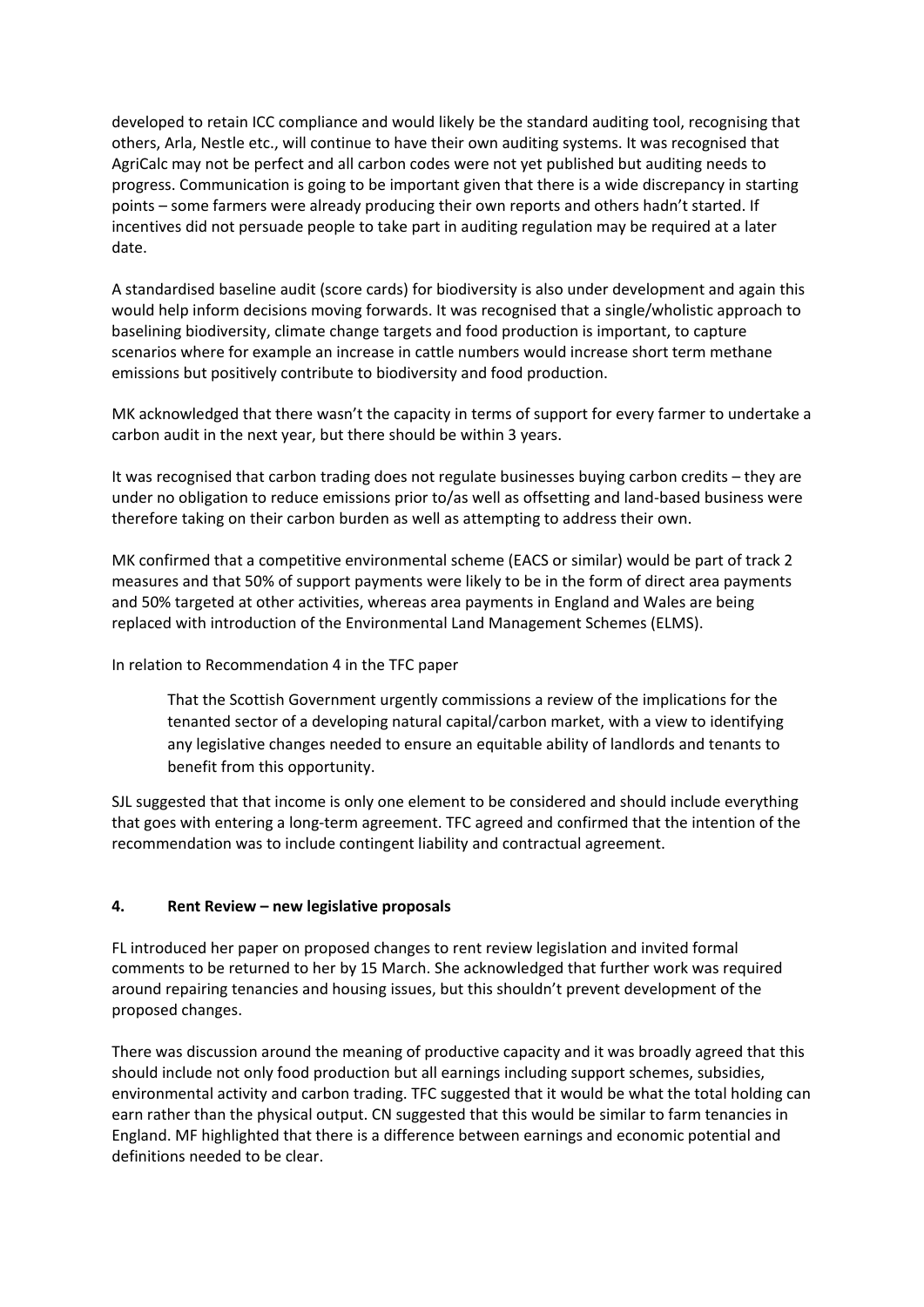developed to retain ICC compliance and would likely be the standard auditing tool, recognising that others, Arla, Nestle etc., will continue to have their own auditing systems. It was recognised that AgriCalc may not be perfect and all carbon codes were not yet published but auditing needs to progress. Communication is going to be important given that there is a wide discrepancy in starting points – some farmers were already producing their own reports and others hadn't started. If incentives did not persuade people to take part in auditing regulation may be required at a later date.

A standardised baseline audit (score cards) for biodiversity is also under development and again this would help inform decisions moving forwards. It was recognised that a single/wholistic approach to baselining biodiversity, climate change targets and food production is important, to capture scenarios where for example an increase in cattle numbers would increase short term methane emissions but positively contribute to biodiversity and food production.

MK acknowledged that there wasn't the capacity in terms of support for every farmer to undertake a carbon audit in the next year, but there should be within 3 years.

It was recognised that carbon trading does not regulate businesses buying carbon credits – they are under no obligation to reduce emissions prior to/as well as offsetting and land-based business were therefore taking on their carbon burden as well as attempting to address their own.

MK confirmed that a competitive environmental scheme (EACS or similar) would be part of track 2 measures and that 50% of support payments were likely to be in the form of direct area payments and 50% targeted at other activities, whereas area payments in England and Wales are being replaced with introduction of the Environmental Land Management Schemes (ELMS).

In relation to Recommendation 4 in the TFC paper

> That the Scottish Government urgently commissions a review of the implications for the tenanted sector of a developing natural capital/carbon market, with a view to identifying any legislative changes needed to ensure an equitable ability of landlords and tenants to benefit from this opportunity.

SJL suggested that that income is only one element to be considered and should include everything that goes with entering a long-term agreement. TFC agreed and confirmed that the intention of the recommendation was to include contingent liability and contractual agreement.

## 4. Rent Review – new legislative proposals

FL introduced her paper on proposed changes to rent review legislation and invited formal comments to be returned to her by 15 March. She acknowledged that further work was required around repairing tenancies and housing issues, but this shouldn't prevent development of the proposed changes.

There was discussion around the meaning of productive capacity and it was broadly agreed that this should include not only food production but all earnings including support schemes, subsidies, environmental activity and carbon trading. TFC suggested that it would be what the total holding can earn rather than the physical output. CN suggested that this would be similar to farm tenancies in England. MF highlighted that there is a difference between earnings and economic potential and definitions needed to be clear.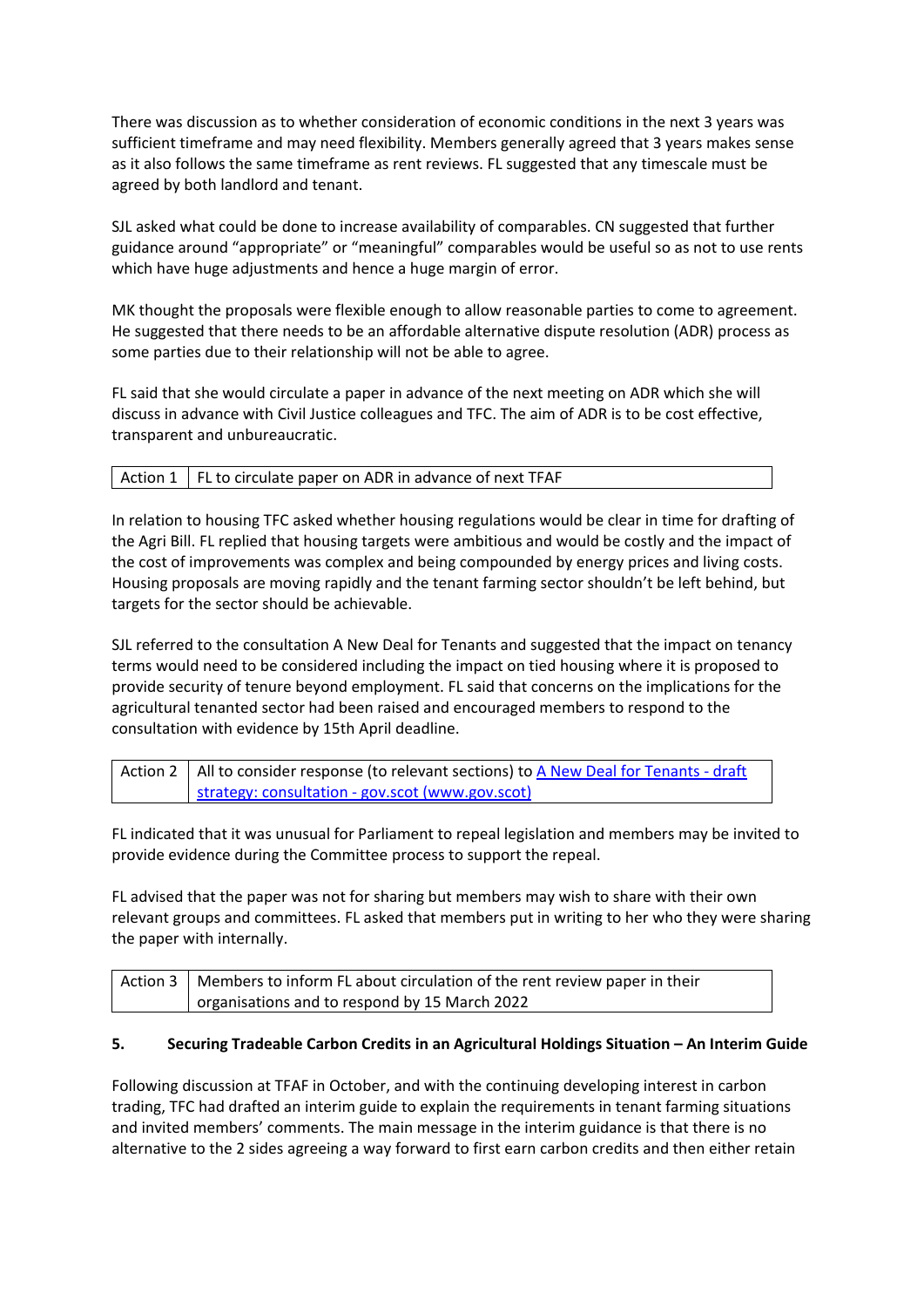There was discussion as to whether consideration of economic conditions in the next 3 years was sufficient timeframe and may need flexibility. Members generally agreed that 3 years makes sense as it also follows the same timeframe as rent reviews. FL suggested that any timescale must be agreed by both landlord and tenant.

SJL asked what could be done to increase availability of comparables. CN suggested that further guidance around "appropriate" or "meaningful" comparables would be useful so as not to use rents which have huge adjustments and hence a huge margin of error.

MK thought the proposals were flexible enough to allow reasonable parties to come to agreement. He suggested that there needs to be an affordable alternative dispute resolution (ADR) process as some parties due to their relationship will not be able to agree.

FL said that she would circulate a paper in advance of the next meeting on ADR which she will discuss in advance with Civil Justice colleagues and TFC. The aim of ADR is to be cost effective, transparent and unbureaucratic.

| Action 1 | FL to circulate paper on ADR in advance of next TFAF |
|---|---|

In relation to housing TFC asked whether housing regulations would be clear in time for drafting of the Agri Bill. FL replied that housing targets were ambitious and would be costly and the impact of the cost of improvements was complex and being compounded by energy prices and living costs. Housing proposals are moving rapidly and the tenant farming sector shouldn't be left behind, but targets for the sector should be achievable.

SJL referred to the consultation A New Deal for Tenants and suggested that the impact on tenancy terms would need to be considered including the impact on tied housing where it is proposed to provide security of tenure beyond employment. FL said that concerns on the implications for the agricultural tenanted sector had been raised and encouraged members to respond to the consultation with evidence by 15th April deadline.

| Action 2 | All to consider response (to relevant sections) to [A New Deal for Tenants - draft strategy: consultation - gov.scot (www.gov.scot)] |
|---|---|

FL indicated that it was unusual for Parliament to repeal legislation and members may be invited to provide evidence during the Committee process to support the repeal.

FL advised that the paper was not for sharing but members may wish to share with their own relevant groups and committees. FL asked that members put in writing to her who they were sharing the paper with internally.

| Action 3 | Members to inform FL about circulation of the rent review paper in their organisations and to respond by 15 March 2022 |
|---|---|

## 5. Securing Tradeable Carbon Credits in an Agricultural Holdings Situation – An Interim Guide

Following discussion at TFAF in October, and with the continuing developing interest in carbon trading, TFC had drafted an interim guide to explain the requirements in tenant farming situations and invited members' comments. The main message in the interim guidance is that there is no alternative to the 2 sides agreeing a way forward to first earn carbon credits and then either retain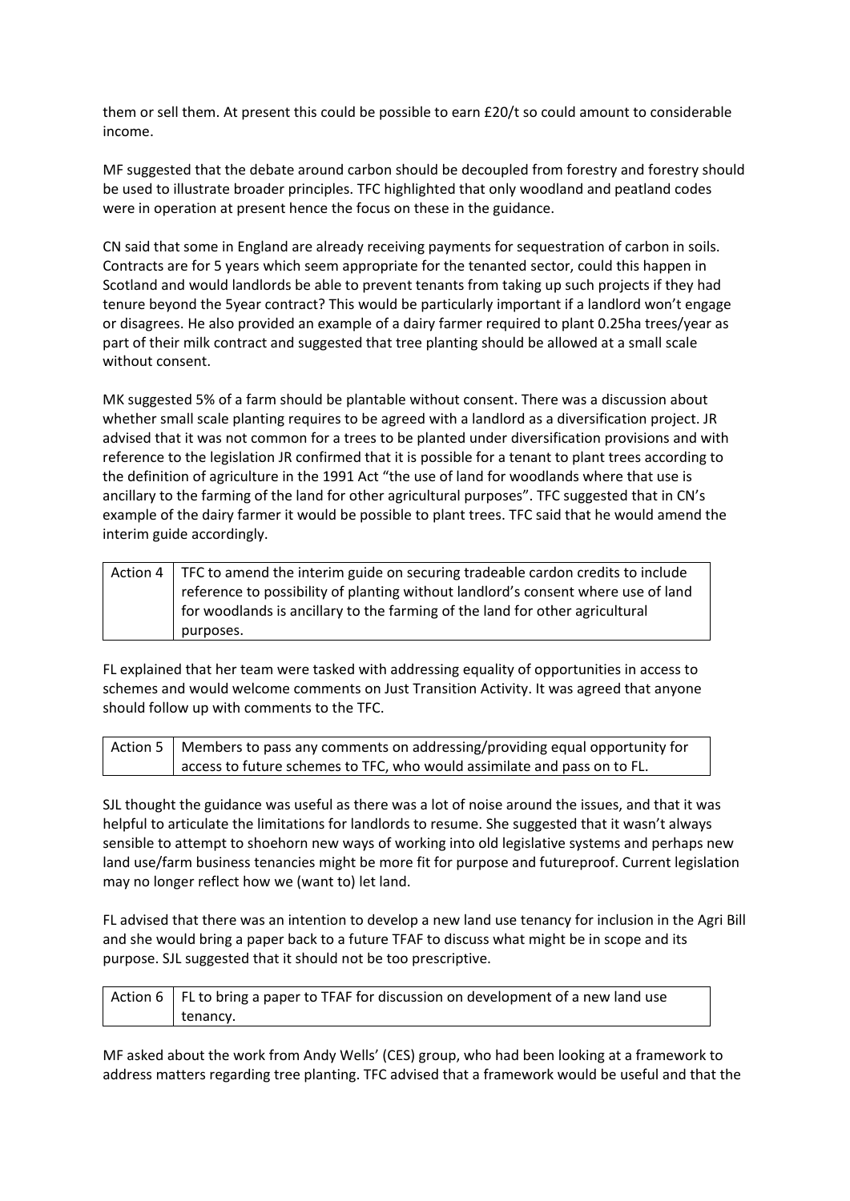them or sell them. At present this could be possible to earn £20/t so could amount to considerable income.

MF suggested that the debate around carbon should be decoupled from forestry and forestry should be used to illustrate broader principles. TFC highlighted that only woodland and peatland codes were in operation at present hence the focus on these in the guidance.

CN said that some in England are already receiving payments for sequestration of carbon in soils. Contracts are for 5 years which seem appropriate for the tenanted sector, could this happen in Scotland and would landlords be able to prevent tenants from taking up such projects if they had tenure beyond the 5year contract? This would be particularly important if a landlord won't engage or disagrees. He also provided an example of a dairy farmer required to plant 0.25ha trees/year as part of their milk contract and suggested that tree planting should be allowed at a small scale without consent.

MK suggested 5% of a farm should be plantable without consent. There was a discussion about whether small scale planting requires to be agreed with a landlord as a diversification project. JR advised that it was not common for a trees to be planted under diversification provisions and with reference to the legislation JR confirmed that it is possible for a tenant to plant trees according to the definition of agriculture in the 1991 Act "the use of land for woodlands where that use is ancillary to the farming of the land for other agricultural purposes". TFC suggested that in CN's example of the dairy farmer it would be possible to plant trees. TFC said that he would amend the interim guide accordingly.

| Action 4 | TFC to amend the interim guide on securing tradeable cardon credits to include reference to possibility of planting without landlord's consent where use of land for woodlands is ancillary to the farming of the land for other agricultural purposes. |
|---|---|

FL explained that her team were tasked with addressing equality of opportunities in access to schemes and would welcome comments on Just Transition Activity. It was agreed that anyone should follow up with comments to the TFC.

| Action 5 | Members to pass any comments on addressing/providing equal opportunity for access to future schemes to TFC, who would assimilate and pass on to FL. |
|---|---|

SJL thought the guidance was useful as there was a lot of noise around the issues, and that it was helpful to articulate the limitations for landlords to resume. She suggested that it wasn't always sensible to attempt to shoehorn new ways of working into old legislative systems and perhaps new land use/farm business tenancies might be more fit for purpose and futureproof. Current legislation may no longer reflect how we (want to) let land.

FL advised that there was an intention to develop a new land use tenancy for inclusion in the Agri Bill and she would bring a paper back to a future TFAF to discuss what might be in scope and its purpose. SJL suggested that it should not be too prescriptive.

| Action 6 | FL to bring a paper to TFAF for discussion on development of a new land use tenancy. |
|---|---|

MF asked about the work from Andy Wells' (CES) group, who had been looking at a framework to address matters regarding tree planting. TFC advised that a framework would be useful and that the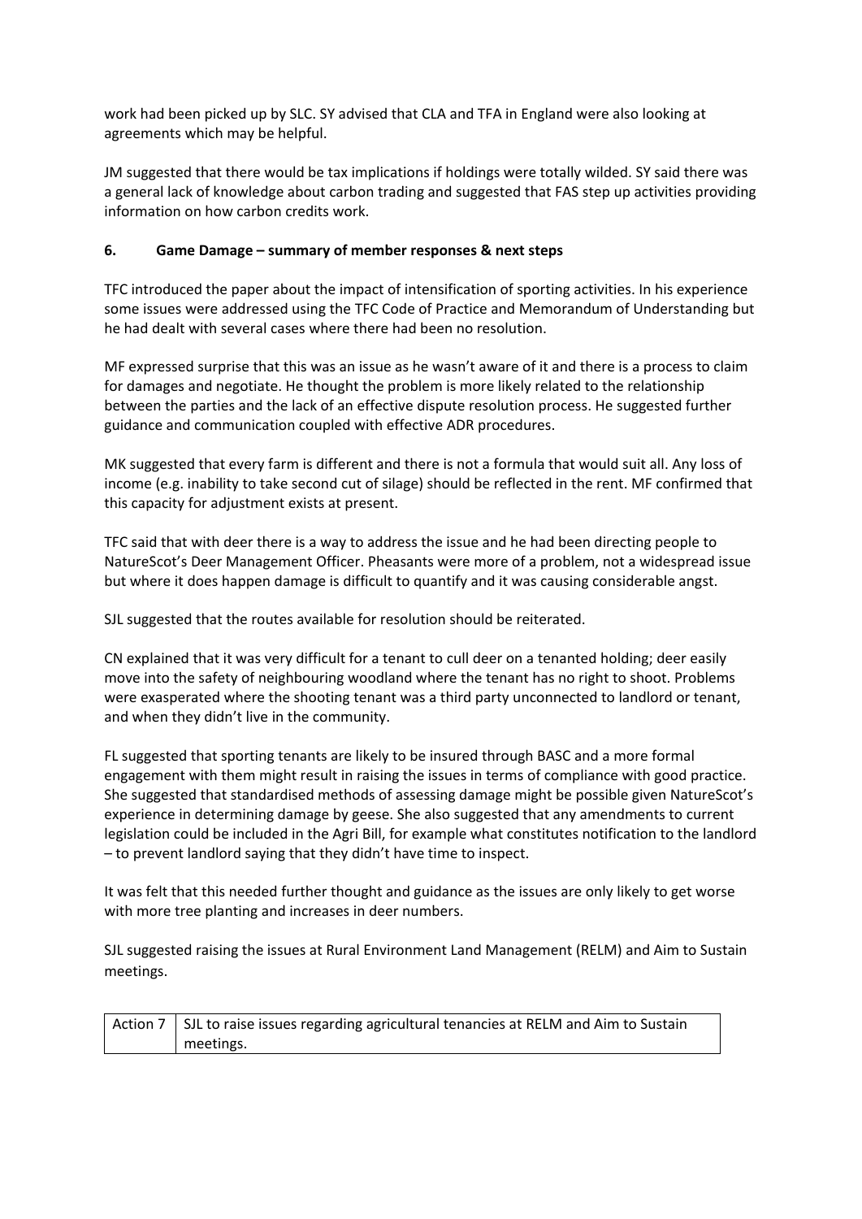work had been picked up by SLC. SY advised that CLA and TFA in England were also looking at agreements which may be helpful.

JM suggested that there would be tax implications if holdings were totally wilded. SY said there was a general lack of knowledge about carbon trading and suggested that FAS step up activities providing information on how carbon credits work.

**6. Game Damage – summary of member responses & next steps**

TFC introduced the paper about the impact of intensification of sporting activities. In his experience some issues were addressed using the TFC Code of Practice and Memorandum of Understanding but he had dealt with several cases where there had been no resolution.

MF expressed surprise that this was an issue as he wasn't aware of it and there is a process to claim for damages and negotiate. He thought the problem is more likely related to the relationship between the parties and the lack of an effective dispute resolution process. He suggested further guidance and communication coupled with effective ADR procedures.

MK suggested that every farm is different and there is not a formula that would suit all. Any loss of income (e.g. inability to take second cut of silage) should be reflected in the rent. MF confirmed that this capacity for adjustment exists at present.

TFC said that with deer there is a way to address the issue and he had been directing people to NatureScot's Deer Management Officer. Pheasants were more of a problem, not a widespread issue but where it does happen damage is difficult to quantify and it was causing considerable angst.

SJL suggested that the routes available for resolution should be reiterated.

CN explained that it was very difficult for a tenant to cull deer on a tenanted holding; deer easily move into the safety of neighbouring woodland where the tenant has no right to shoot. Problems were exasperated where the shooting tenant was a third party unconnected to landlord or tenant, and when they didn't live in the community.

FL suggested that sporting tenants are likely to be insured through BASC and a more formal engagement with them might result in raising the issues in terms of compliance with good practice. She suggested that standardised methods of assessing damage might be possible given NatureScot's experience in determining damage by geese. She also suggested that any amendments to current legislation could be included in the Agri Bill, for example what constitutes notification to the landlord – to prevent landlord saying that they didn't have time to inspect.

It was felt that this needed further thought and guidance as the issues are only likely to get worse with more tree planting and increases in deer numbers.

SJL suggested raising the issues at Rural Environment Land Management (RELM) and Aim to Sustain meetings.

| Action 7 | SJL to raise issues regarding agricultural tenancies at RELM and Aim to Sustain meetings. |
|---|---|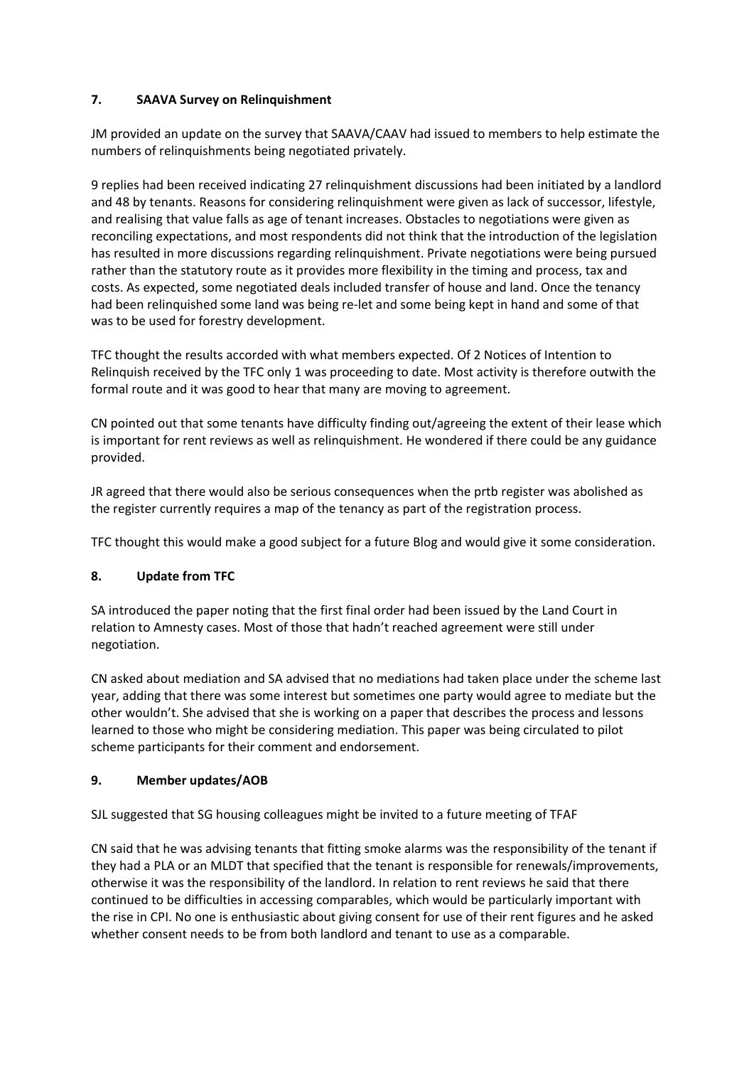## 7. SAAVA Survey on Relinquishment

JM provided an update on the survey that SAAVA/CAAV had issued to members to help estimate the numbers of relinquishments being negotiated privately.

9 replies had been received indicating 27 relinquishment discussions had been initiated by a landlord and 48 by tenants. Reasons for considering relinquishment were given as lack of successor, lifestyle, and realising that value falls as age of tenant increases. Obstacles to negotiations were given as reconciling expectations, and most respondents did not think that the introduction of the legislation has resulted in more discussions regarding relinquishment. Private negotiations were being pursued rather than the statutory route as it provides more flexibility in the timing and process, tax and costs. As expected, some negotiated deals included transfer of house and land. Once the tenancy had been relinquished some land was being re-let and some being kept in hand and some of that was to be used for forestry development.

TFC thought the results accorded with what members expected. Of 2 Notices of Intention to Relinquish received by the TFC only 1 was proceeding to date. Most activity is therefore outwith the formal route and it was good to hear that many are moving to agreement.

CN pointed out that some tenants have difficulty finding out/agreeing the extent of their lease which is important for rent reviews as well as relinquishment. He wondered if there could be any guidance provided.

JR agreed that there would also be serious consequences when the prtb register was abolished as the register currently requires a map of the tenancy as part of the registration process.

TFC thought this would make a good subject for a future Blog and would give it some consideration.

## 8. Update from TFC

SA introduced the paper noting that the first final order had been issued by the Land Court in relation to Amnesty cases. Most of those that hadn't reached agreement were still under negotiation.

CN asked about mediation and SA advised that no mediations had taken place under the scheme last year, adding that there was some interest but sometimes one party would agree to mediate but the other wouldn't. She advised that she is working on a paper that describes the process and lessons learned to those who might be considering mediation. This paper was being circulated to pilot scheme participants for their comment and endorsement.

## 9. Member updates/AOB

SJL suggested that SG housing colleagues might be invited to a future meeting of TFAF

CN said that he was advising tenants that fitting smoke alarms was the responsibility of the tenant if they had a PLA or an MLDT that specified that the tenant is responsible for renewals/improvements, otherwise it was the responsibility of the landlord. In relation to rent reviews he said that there continued to be difficulties in accessing comparables, which would be particularly important with the rise in CPI. No one is enthusiastic about giving consent for use of their rent figures and he asked whether consent needs to be from both landlord and tenant to use as a comparable.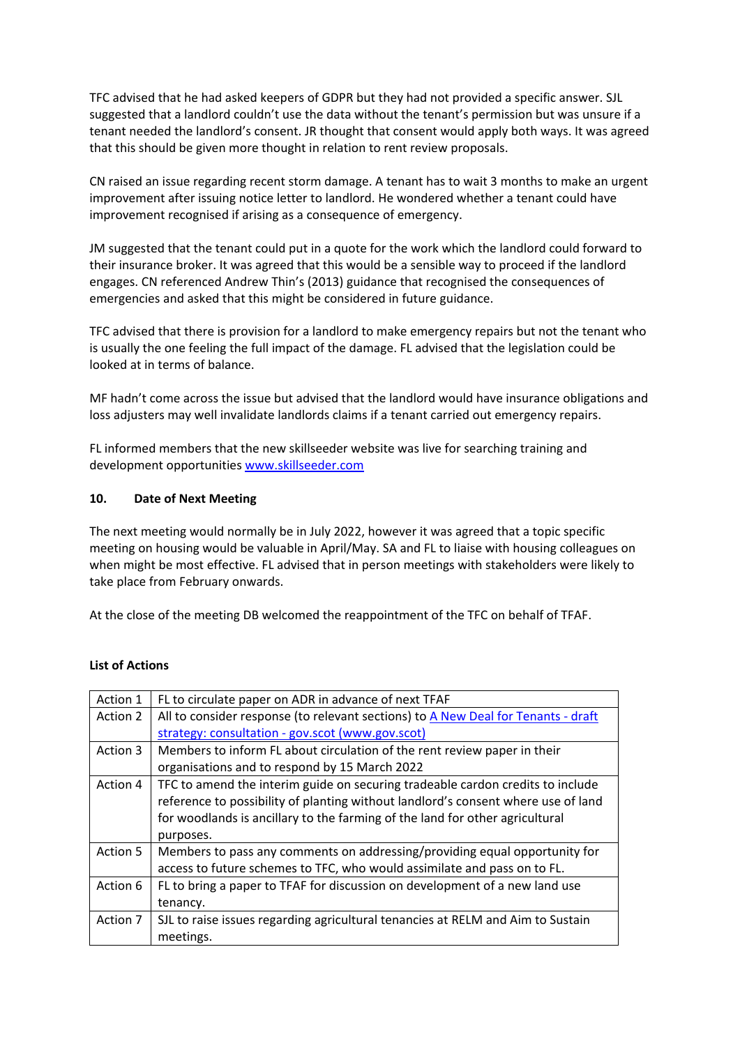TFC advised that he had asked keepers of GDPR but they had not provided a specific answer. SJL suggested that a landlord couldn't use the data without the tenant's permission but was unsure if a tenant needed the landlord's consent. JR thought that consent would apply both ways. It was agreed that this should be given more thought in relation to rent review proposals.

CN raised an issue regarding recent storm damage. A tenant has to wait 3 months to make an urgent improvement after issuing notice letter to landlord. He wondered whether a tenant could have improvement recognised if arising as a consequence of emergency.

JM suggested that the tenant could put in a quote for the work which the landlord could forward to their insurance broker. It was agreed that this would be a sensible way to proceed if the landlord engages. CN referenced Andrew Thin's (2013) guidance that recognised the consequences of emergencies and asked that this might be considered in future guidance.

TFC advised that there is provision for a landlord to make emergency repairs but not the tenant who is usually the one feeling the full impact of the damage. FL advised that the legislation could be looked at in terms of balance.

MF hadn't come across the issue but advised that the landlord would have insurance obligations and loss adjusters may well invalidate landlords claims if a tenant carried out emergency repairs.

FL informed members that the new skillseeder website was live for searching training and development opportunities [www.skillseeder.com](www.skillseeder.com)

### 10. Date of Next Meeting

The next meeting would normally be in July 2022, however it was agreed that a topic specific meeting on housing would be valuable in April/May. SA and FL to liaise with housing colleagues on when might be most effective. FL advised that in person meetings with stakeholders were likely to take place from February onwards.

At the close of the meeting DB welcomed the reappointment of the TFC on behalf of TFAF.

**List of Actions**

| | |
|---|---|
| Action 1 | FL to circulate paper on ADR in advance of next TFAF |
| Action 2 | All to consider response (to relevant sections) to [A New Deal for Tenants - draft strategy: consultation - gov.scot (www.gov.scot)]() |
| Action 3 | Members to inform FL about circulation of the rent review paper in their organisations and to respond by 15 March 2022 |
| Action 4 | TFC to amend the interim guide on securing tradeable cardon credits to include reference to possibility of planting without landlord's consent where use of land for woodlands is ancillary to the farming of the land for other agricultural purposes. |
| Action 5 | Members to pass any comments on addressing/providing equal opportunity for access to future schemes to TFC, who would assimilate and pass on to FL. |
| Action 6 | FL to bring a paper to TFAF for discussion on development of a new land use tenancy. |
| Action 7 | SJL to raise issues regarding agricultural tenancies at RELM and Aim to Sustain meetings. |